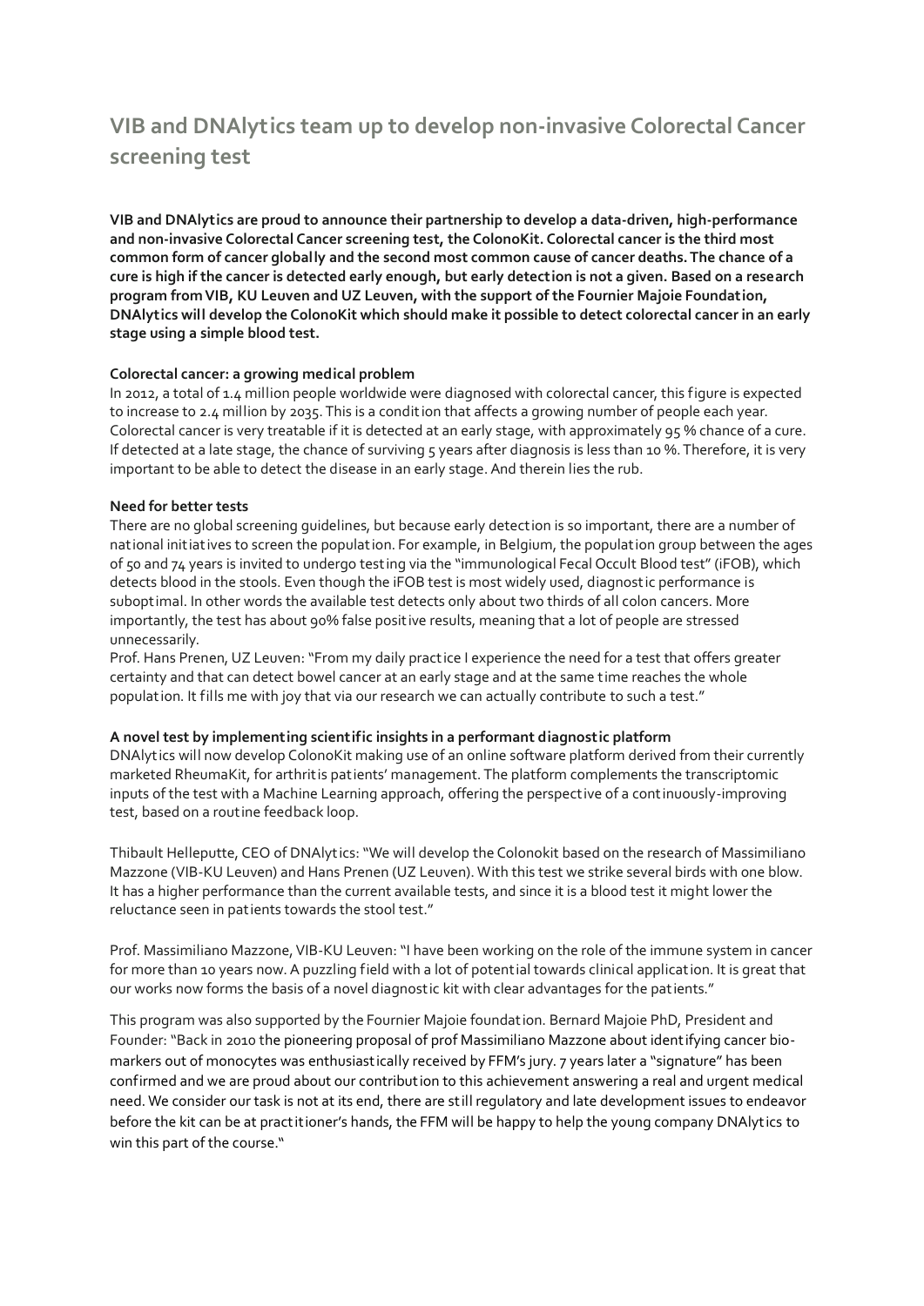# VIB and DNAlytics team up to develop non-invasive Colorectal Cancer screening test

**VIB and DNAlytics are proud to announce their partnership to develop a data-driven, high-performance and non-invasive Colorectal Cancer screening test, the ColonoKit. Colorectal cancer is the third most common form of cancer globally and the second most common cause of cancer deaths. The chance of a cure is high if the cancer is detected early enough, but early detection is not a given. Based on a research program from VIB, KU Leuven and UZ Leuven, with the support of the Fournier Majoie Foundation, DNAlytics will develop the ColonoKit which should make it possible to detect colorectal cancer in an early stage using a simple blood test.**

**Colorectal cancer: a growing medical problem**

In 2012, a total of 1.4 million people worldwide were diagnosed with colorectal cancer, this figure is expected to increase to 2.4 million by 2035. This is a condition that affects a growing number of people each year. Colorectal cancer is very treatable if it is detected at an early stage, with approximately 95 % chance of a cure. If detected at a late stage, the chance of surviving 5 years after diagnosis is less than 10 %. Therefore, it is very important to be able to detect the disease in an early stage. And therein lies the rub.

**Need for better tests**

There are no global screening guidelines, but because early detection is so important, there are a number of national initiatives to screen the population. For example, in Belgium, the population group between the ages of 50 and 74 years is invited to undergo testing via the "immunological Fecal Occult Blood test" (iFOB), which detects blood in the stools. Even though the iFOB test is most widely used, diagnostic performance is suboptimal. In other words the available test detects only about two thirds of all colon cancers. More importantly, the test has about 90% false positive results, meaning that a lot of people are stressed unnecessarily.

Prof. Hans Prenen, UZ Leuven: "From my daily practice I experience the need for a test that offers greater certainty and that can detect bowel cancer at an early stage and at the same time reaches the whole population. It fills me with joy that via our research we can actually contribute to such a test."

**A novel test by implementing scientific insights in a performant diagnostic platform**

DNAlytics will now develop ColonoKit making use of an online software platform derived from their currently marketed RheumaKit, for arthritis patients' management. The platform complements the transcriptomic inputs of the test with a Machine Learning approach, offering the perspective of a continuously-improving test, based on a routine feedback loop.

Thibault Helleputte, CEO of DNAlytics: "We will develop the Colonokit based on the research of Massimiliano Mazzone (VIB-KU Leuven) and Hans Prenen (UZ Leuven). With this test we strike several birds with one blow. It has a higher performance than the current available tests, and since it is a blood test it might lower the reluctance seen in patients towards the stool test."

Prof. Massimiliano Mazzone, VIB-KU Leuven: "I have been working on the role of the immune system in cancer for more than 10 years now. A puzzling field with a lot of potential towards clinical application. It is great that our works now forms the basis of a novel diagnostic kit with clear advantages for the patients."

This program was also supported by the Fournier Majoie foundation. Bernard Majoie PhD, President and Founder: "Back in 2010 the pioneering proposal of prof Massimiliano Mazzone about identifying cancer bio-markers out of monocytes was enthusiastically received by FFM's jury. 7 years later a "signature" has been confirmed and we are proud about our contribution to this achievement answering a real and urgent medical need. We consider our task is not at its end, there are still regulatory and late development issues to endeavor before the kit can be at practitioner's hands, the FFM will be happy to help the young company DNAlytics to win this part of the course."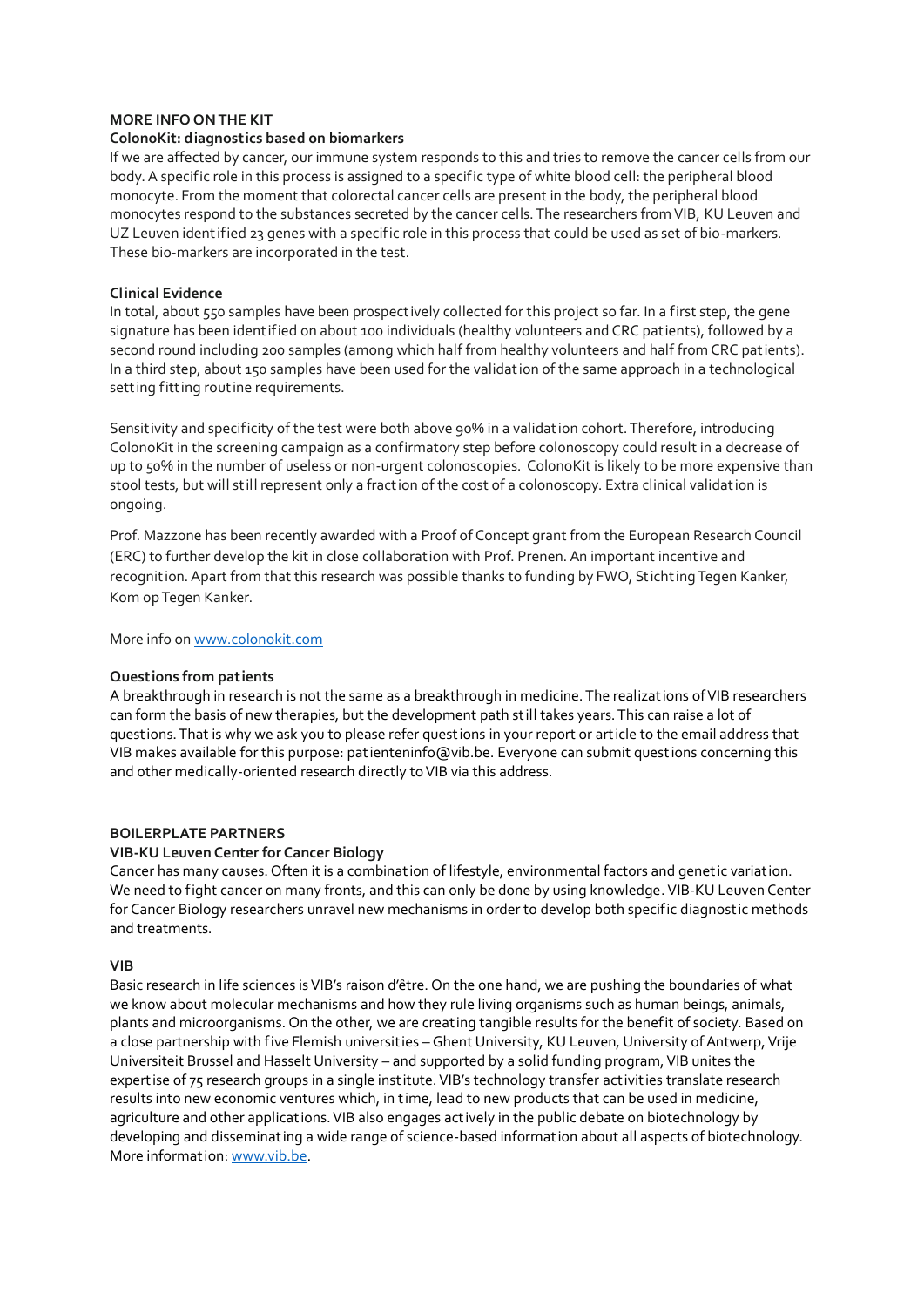## MORE INFO ON THE KIT

### ColonoKit: diagnostics based on biomarkers

If we are affected by cancer, our immune system responds to this and tries to remove the cancer cells from our body. A specific role in this process is assigned to a specific type of white blood cell: the peripheral blood monocyte. From the moment that colorectal cancer cells are present in the body, the peripheral blood monocytes respond to the substances secreted by the cancer cells. The researchers from VIB, KU Leuven and UZ Leuven identified 23 genes with a specific role in this process that could be used as set of bio-markers. These bio-markers are incorporated in the test.

### Clinical Evidence

In total, about 550 samples have been prospectively collected for this project so far. In a first step, the gene signature has been identified on about 100 individuals (healthy volunteers and CRC patients), followed by a second round including 200 samples (among which half from healthy volunteers and half from CRC patients). In a third step, about 150 samples have been used for the validation of the same approach in a technological setting fitting routine requirements.

Sensitivity and specificity of the test were both above 90% in a validation cohort. Therefore, introducing ColonoKit in the screening campaign as a confirmatory step before colonoscopy could result in a decrease of up to 50% in the number of useless or non-urgent colonoscopies. ColonoKit is likely to be more expensive than stool tests, but will still represent only a fraction of the cost of a colonoscopy. Extra clinical validation is ongoing.

Prof. Mazzone has been recently awarded with a Proof of Concept grant from the European Research Council (ERC) to further develop the kit in close collaboration with Prof. Prenen. An important incentive and recognition. Apart from that this research was possible thanks to funding by FWO, Stichting Tegen Kanker, Kom op Tegen Kanker.

More info on [www.colonokit.com](www.colonokit.com)

### Questions from patients

A breakthrough in research is not the same as a breakthrough in medicine. The realizations of VIB researchers can form the basis of new therapies, but the development path still takes years. This can raise a lot of questions. That is why we ask you to please refer questions in your report or article to the email address that VIB makes available for this purpose: patienteninfo@vib.be. Everyone can submit questions concerning this and other medically-oriented research directly to VIB via this address.

## BOILERPLATE PARTNERS

### VIB-KU Leuven Center for Cancer Biology

Cancer has many causes. Often it is a combination of lifestyle, environmental factors and genetic variation. We need to fight cancer on many fronts, and this can only be done by using knowledge. VIB-KU Leuven Center for Cancer Biology researchers unravel new mechanisms in order to develop both specific diagnostic methods and treatments.

### VIB

Basic research in life sciences is VIB's raison d'être. On the one hand, we are pushing the boundaries of what we know about molecular mechanisms and how they rule living organisms such as human beings, animals, plants and microorganisms. On the other, we are creating tangible results for the benefit of society. Based on a close partnership with five Flemish universities – Ghent University, KU Leuven, University of Antwerp, Vrije Universiteit Brussel and Hasselt University – and supported by a solid funding program, VIB unites the expertise of 75 research groups in a single institute. VIB's technology transfer activities translate research results into new economic ventures which, in time, lead to new products that can be used in medicine, agriculture and other applications. VIB also engages actively in the public debate on biotechnology by developing and disseminating a wide range of science-based information about all aspects of biotechnology. More information: [www.vib.be](www.vib.be).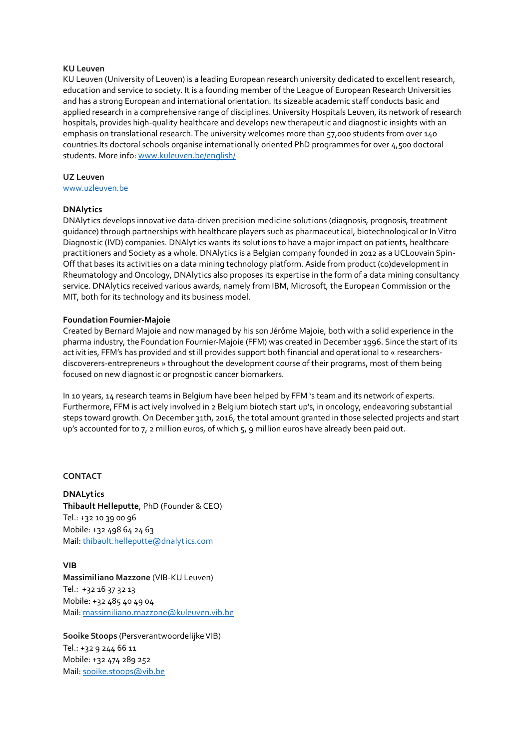**KU Leuven**

KU Leuven (University of Leuven) is a leading European research university dedicated to excellent research, education and service to society. It is a founding member of the League of European Research Universities and has a strong European and international orientation. Its sizeable academic staff conducts basic and applied research in a comprehensive range of disciplines. University Hospitals Leuven, its network of research hospitals, provides high-quality healthcare and develops new therapeutic and diagnostic insights with an emphasis on translational research. The university welcomes more than 57,000 students from over 140 countries.Its doctoral schools organise internationally oriented PhD programmes for over 4,500 doctoral students. More info: [www.kuleuven.be/english/](www.kuleuven.be/english/)

**UZ Leuven**

[www.uzleuven.be](www.uzleuven.be)

**DNAlytics**

DNAlytics develops innovative data-driven precision medicine solutions (diagnosis, prognosis, treatment guidance) through partnerships with healthcare players such as pharmaceutical, biotechnological or In Vitro Diagnostic (IVD) companies. DNAlytics wants its solutions to have a major impact on patients, healthcare practitioners and Society as a whole. DNAlytics is a Belgian company founded in 2012 as a UCLouvain Spin-Off that bases its activities on a data mining technology platform. Aside from product (co)development in Rheumatology and Oncology, DNAlytics also proposes its expertise in the form of a data mining consultancy service. DNAlytics received various awards, namely from IBM, Microsoft, the European Commission or the MIT, both for its technology and its business model.

**Foundation Fournier-Majoie**

Created by Bernard Majoie and now managed by his son Jérôme Majoie, both with a solid experience in the pharma industry, the Foundation Fournier-Majoie (FFM) was created in December 1996. Since the start of its activities, FFM's has provided and still provides support both financial and operational to « researchers-discoverers-entrepreneurs » throughout the development course of their programs, most of them being focused on new diagnostic or prognostic cancer biomarkers.

In 10 years, 14 research teams in Belgium have been helped by FFM 's team and its network of experts. Furthermore, FFM is actively involved in 2 Belgium biotech start up's, in oncology, endeavoring substantial steps toward growth. On December 31th, 2016, the total amount granted in those selected projects and start up's accounted for to 7, 2 million euros, of which 5, 9 million euros have already been paid out.

**CONTACT**

**DNALytics**
**Thibault Helleputte**, PhD (Founder & CEO)
Tel.: +32 10 39 00 96
Mobile: +32 498 64 24 63
Mail: [thibault.helleputte@dnalytics.com](mailto:thibault.helleputte@dnalytics.com)

**VIB**
**Massimiliano Mazzone** (VIB-KU Leuven)
Tel.: +32 16 37 32 13
Mobile: +32 485 40 49 04
Mail: [massimiliano.mazzone@kuleuven.vib.be](mailto:massimiliano.mazzone@kuleuven.vib.be)

**Sooike Stoops** (Persverantwoordelijke VIB)
Tel.: +32 9 244 66 11
Mobile: +32 474 289 252
Mail: [sooike.stoops@vib.be](mailto:sooike.stoops@vib.be)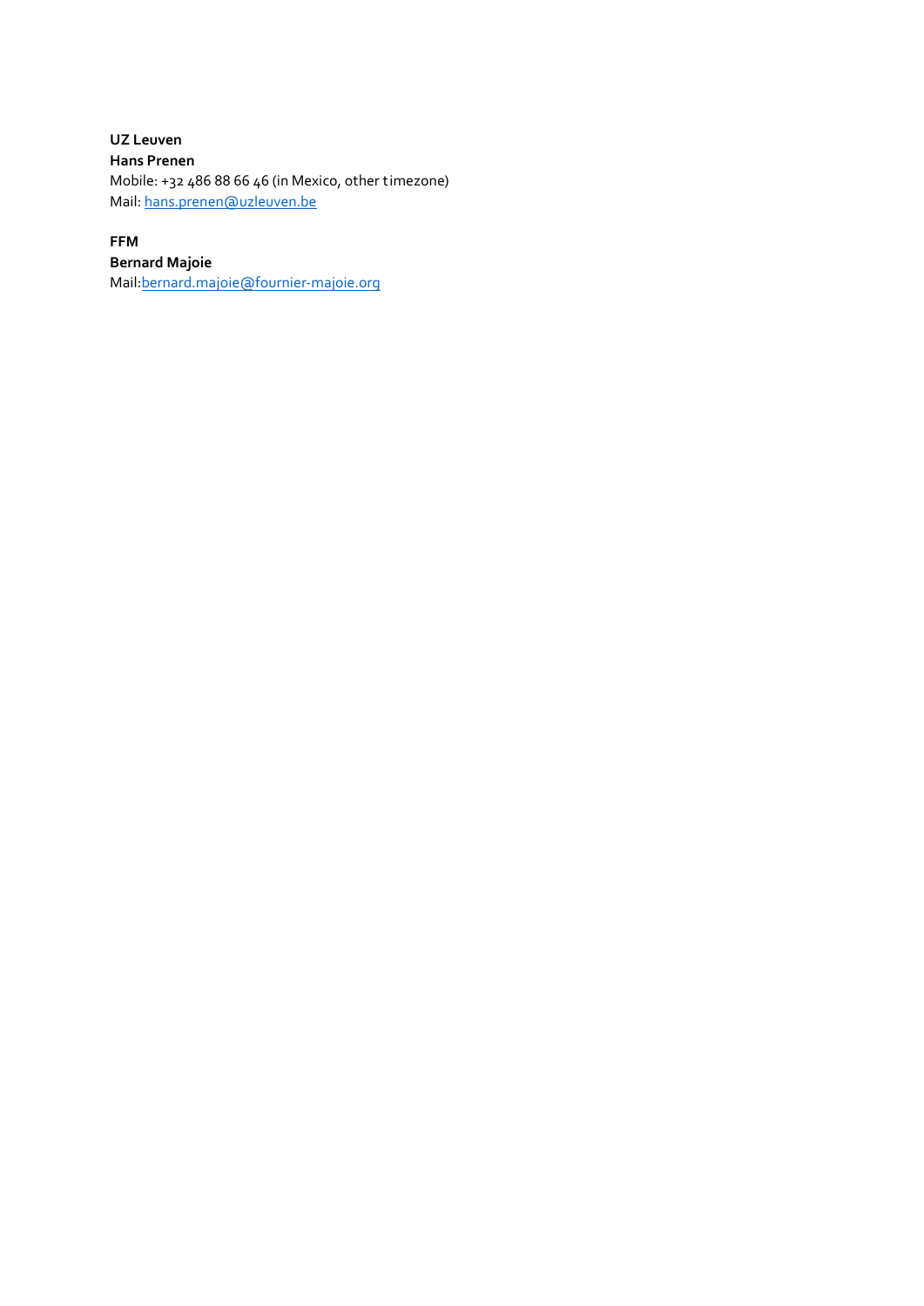**UZ Leuven**
**Hans Prenen**
Mobile: +32 486 88 66 46 (in Mexico, other timezone)
Mail: hans.prenen@uzleuven.be

**FFM**
**Bernard Majoie**
Mail:bernard.majoie@fournier-majoie.org